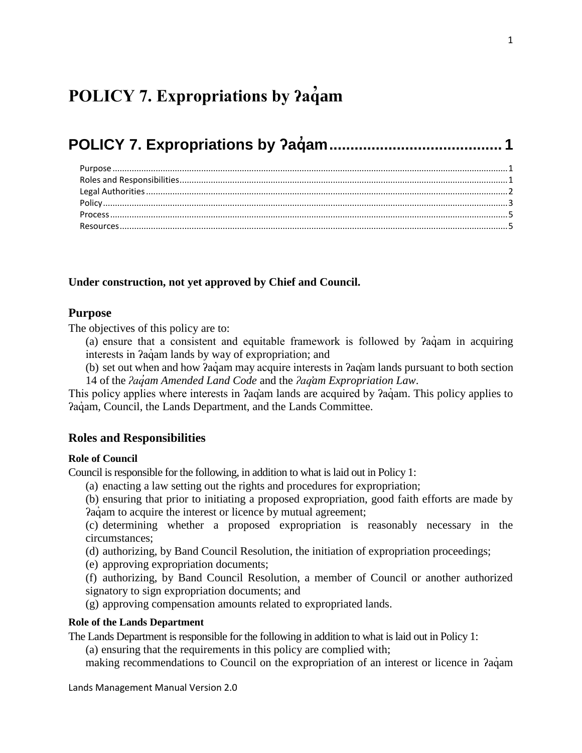# POLICY 7. Expropriations by ʔaq̓am

## POLICY 7. Expropriations by ʔaq̓am .......................................... 1

Purpose .......................................... 1
Roles and Responsibilities .......................................... 1
Legal Authorities .......................................... 2
Policy .......................................... 3
Process .......................................... 5
Resources .......................................... 5

**Under construction, not yet approved by Chief and Council.**

### Purpose

The objectives of this policy are to:

(a) ensure that a consistent and equitable framework is followed by ʔaq̓am in acquiring interests in ʔaq̓am lands by way of expropriation; and

(b) set out when and how ʔaq̓am may acquire interests in ʔaq̓am lands pursuant to both section 14 of the *ʔaq̓am Amended Land Code* and the *ʔaq̓am Expropriation Law*.

This policy applies where interests in ʔaq̓am lands are acquired by ʔaq̓am. This policy applies to ʔaq̓am, Council, the Lands Department, and the Lands Committee.

### Roles and Responsibilities

#### Role of Council

Council is responsible for the following, in addition to what is laid out in Policy 1:

(a) enacting a law setting out the rights and procedures for expropriation;

(b) ensuring that prior to initiating a proposed expropriation, good faith efforts are made by ʔaq̓am to acquire the interest or licence by mutual agreement;

(c) determining whether a proposed expropriation is reasonably necessary in the circumstances;

(d) authorizing, by Band Council Resolution, the initiation of expropriation proceedings;

(e) approving expropriation documents;

(f) authorizing, by Band Council Resolution, a member of Council or another authorized signatory to sign expropriation documents; and

(g) approving compensation amounts related to expropriated lands.

#### Role of the Lands Department

The Lands Department is responsible for the following in addition to what is laid out in Policy 1:

(a) ensuring that the requirements in this policy are complied with;

making recommendations to Council on the expropriation of an interest or licence in ʔaq̓am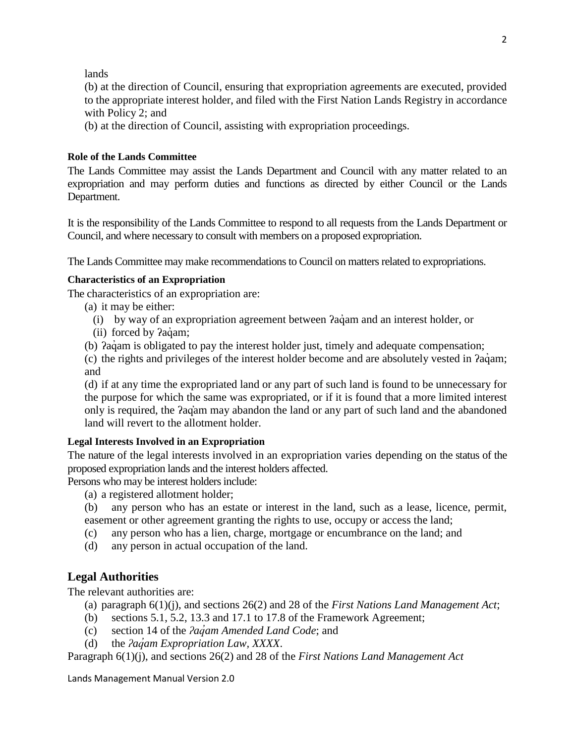lands

(b) at the direction of Council, ensuring that expropriation agreements are executed, provided to the appropriate interest holder, and filed with the First Nation Lands Registry in accordance with Policy 2; and

(b) at the direction of Council, assisting with expropriation proceedings.

#### Role of the Lands Committee

The Lands Committee may assist the Lands Department and Council with any matter related to an expropriation and may perform duties and functions as directed by either Council or the Lands Department.

It is the responsibility of the Lands Committee to respond to all requests from the Lands Department or Council, and where necessary to consult with members on a proposed expropriation.

The Lands Committee may make recommendations to Council on matters related to expropriations.

#### Characteristics of an Expropriation

The characteristics of an expropriation are:

(a) it may be either:

  (i) by way of an expropriation agreement between ʔaq̓am and an interest holder, or

  (ii) forced by ʔaq̓am;

(b) ʔaq̓am is obligated to pay the interest holder just, timely and adequate compensation;

(c) the rights and privileges of the interest holder become and are absolutely vested in ʔaq̓am; and

(d) if at any time the expropriated land or any part of such land is found to be unnecessary for the purpose for which the same was expropriated, or if it is found that a more limited interest only is required, the ʔaq̓am may abandon the land or any part of such land and the abandoned land will revert to the allotment holder.

#### Legal Interests Involved in an Expropriation

The nature of the legal interests involved in an expropriation varies depending on the status of the proposed expropriation lands and the interest holders affected.

Persons who may be interest holders include:

(a) a registered allotment holder;

(b) any person who has an estate or interest in the land, such as a lease, licence, permit, easement or other agreement granting the rights to use, occupy or access the land;

(c) any person who has a lien, charge, mortgage or encumbrance on the land; and

(d) any person in actual occupation of the land.

## Legal Authorities

The relevant authorities are:

(a) paragraph 6(1)(j), and sections 26(2) and 28 of the *First Nations Land Management Act*;

(b) sections 5.1, 5.2, 13.3 and 17.1 to 17.8 of the Framework Agreement;

(c) section 14 of the *ʔaq̓am Amended Land Code*; and

(d) the *ʔaq̓am Expropriation Law, XXXX*.

Paragraph 6(1)(j), and sections 26(2) and 28 of the *First Nations Land Management Act*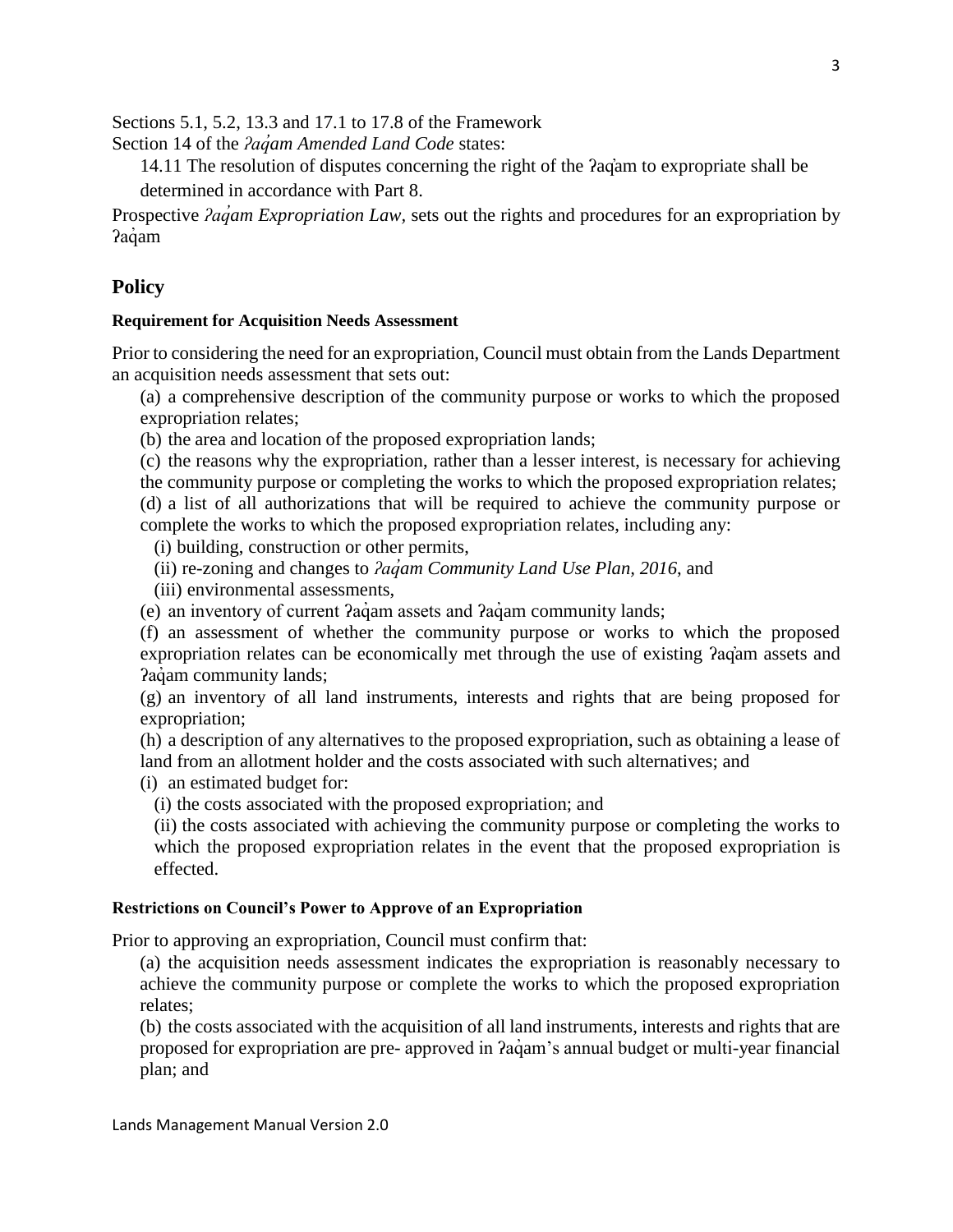Sections 5.1, 5.2, 13.3 and 17.1 to 17.8 of the Framework

Section 14 of the *ʔaq̓am Amended Land Code* states:

> 14.11 The resolution of disputes concerning the right of the ʔaq̓am to expropriate shall be determined in accordance with Part 8.

Prospective *ʔaq̓am Expropriation Law*, sets out the rights and procedures for an expropriation by ʔaq̓am

## Policy

#### Requirement for Acquisition Needs Assessment

Prior to considering the need for an expropriation, Council must obtain from the Lands Department an acquisition needs assessment that sets out:

(a) a comprehensive description of the community purpose or works to which the proposed expropriation relates;

(b) the area and location of the proposed expropriation lands;

(c) the reasons why the expropriation, rather than a lesser interest, is necessary for achieving the community purpose or completing the works to which the proposed expropriation relates;

(d) a list of all authorizations that will be required to achieve the community purpose or complete the works to which the proposed expropriation relates, including any:

- (i) building, construction or other permits,
- (ii) re-zoning and changes to *ʔaq̓am Community Land Use Plan, 2016*, and
- (iii) environmental assessments,

(e) an inventory of current ʔaq̓am assets and ʔaq̓am community lands;

(f) an assessment of whether the community purpose or works to which the proposed expropriation relates can be economically met through the use of existing ʔaq̓am assets and ʔaq̓am community lands;

(g) an inventory of all land instruments, interests and rights that are being proposed for expropriation;

(h) a description of any alternatives to the proposed expropriation, such as obtaining a lease of land from an allotment holder and the costs associated with such alternatives; and

(i) an estimated budget for:

- (i) the costs associated with the proposed expropriation; and
- (ii) the costs associated with achieving the community purpose or completing the works to which the proposed expropriation relates in the event that the proposed expropriation is effected.

#### Restrictions on Council's Power to Approve of an Expropriation

Prior to approving an expropriation, Council must confirm that:

(a) the acquisition needs assessment indicates the expropriation is reasonably necessary to achieve the community purpose or complete the works to which the proposed expropriation relates;

(b) the costs associated with the acquisition of all land instruments, interests and rights that are proposed for expropriation are pre- approved in ʔaq̓am's annual budget or multi-year financial plan; and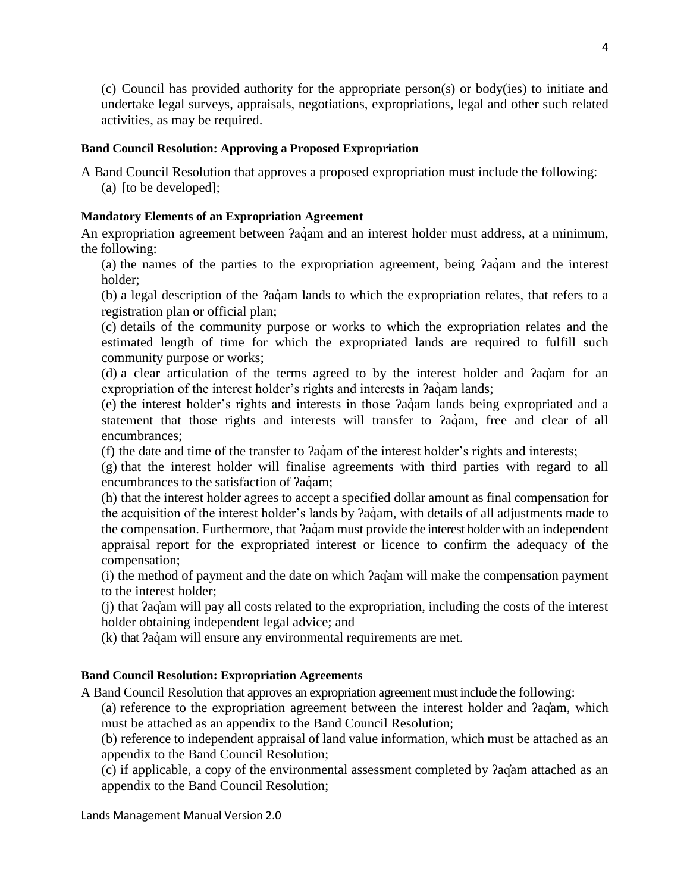(c) Council has provided authority for the appropriate person(s) or body(ies) to initiate and undertake legal surveys, appraisals, negotiations, expropriations, legal and other such related activities, as may be required.

**Band Council Resolution: Approving a Proposed Expropriation**

A Band Council Resolution that approves a proposed expropriation must include the following:

(a) [to be developed];

**Mandatory Elements of an Expropriation Agreement**

An expropriation agreement between ʔaq̓am and an interest holder must address, at a minimum, the following:

(a) the names of the parties to the expropriation agreement, being ʔaq̓am and the interest holder;

(b) a legal description of the ʔaq̓am lands to which the expropriation relates, that refers to a registration plan or official plan;

(c) details of the community purpose or works to which the expropriation relates and the estimated length of time for which the expropriated lands are required to fulfill such community purpose or works;

(d) a clear articulation of the terms agreed to by the interest holder and ʔaq̓am for an expropriation of the interest holder's rights and interests in ʔaq̓am lands;

(e) the interest holder's rights and interests in those ʔaq̓am lands being expropriated and a statement that those rights and interests will transfer to ʔaq̓am, free and clear of all encumbrances;

(f) the date and time of the transfer to ʔaq̓am of the interest holder's rights and interests;

(g) that the interest holder will finalise agreements with third parties with regard to all encumbrances to the satisfaction of ʔaq̓am;

(h) that the interest holder agrees to accept a specified dollar amount as final compensation for the acquisition of the interest holder's lands by ʔaq̓am, with details of all adjustments made to the compensation. Furthermore, that ʔaq̓am must provide the interest holder with an independent appraisal report for the expropriated interest or licence to confirm the adequacy of the compensation;

(i) the method of payment and the date on which ʔaq̓am will make the compensation payment to the interest holder;

(j) that ʔaq̓am will pay all costs related to the expropriation, including the costs of the interest holder obtaining independent legal advice; and

(k) that ʔaq̓am will ensure any environmental requirements are met.

**Band Council Resolution: Expropriation Agreements**

A Band Council Resolution that approves an expropriation agreement must include the following:

(a) reference to the expropriation agreement between the interest holder and ʔaq̓am, which must be attached as an appendix to the Band Council Resolution;

(b) reference to independent appraisal of land value information, which must be attached as an appendix to the Band Council Resolution;

(c) if applicable, a copy of the environmental assessment completed by ʔaq̓am attached as an appendix to the Band Council Resolution;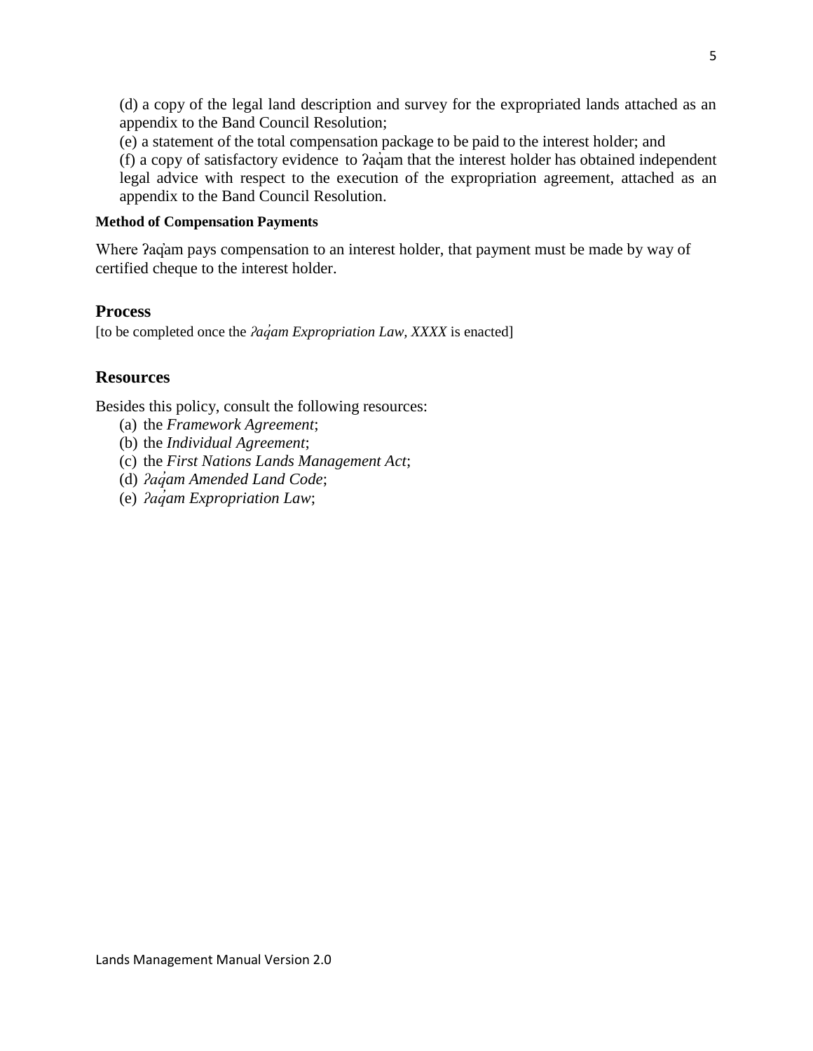(d) a copy of the legal land description and survey for the expropriated lands attached as an appendix to the Band Council Resolution;

(e) a statement of the total compensation package to be paid to the interest holder; and

(f) a copy of satisfactory evidence to ʔaq̓am that the interest holder has obtained independent legal advice with respect to the execution of the expropriation agreement, attached as an appendix to the Band Council Resolution.

#### Method of Compensation Payments

Where ʔaq̓am pays compensation to an interest holder, that payment must be made by way of certified cheque to the interest holder.

## Process

[to be completed once the *ʔaq̓am Expropriation Law, XXXX* is enacted]

## Resources

Besides this policy, consult the following resources:

(a) the *Framework Agreement*;
(b) the *Individual Agreement*;
(c) the *First Nations Lands Management Act*;
(d) *ʔaq̓am Amended Land Code*;
(e) *ʔaq̓am Expropriation Law*;